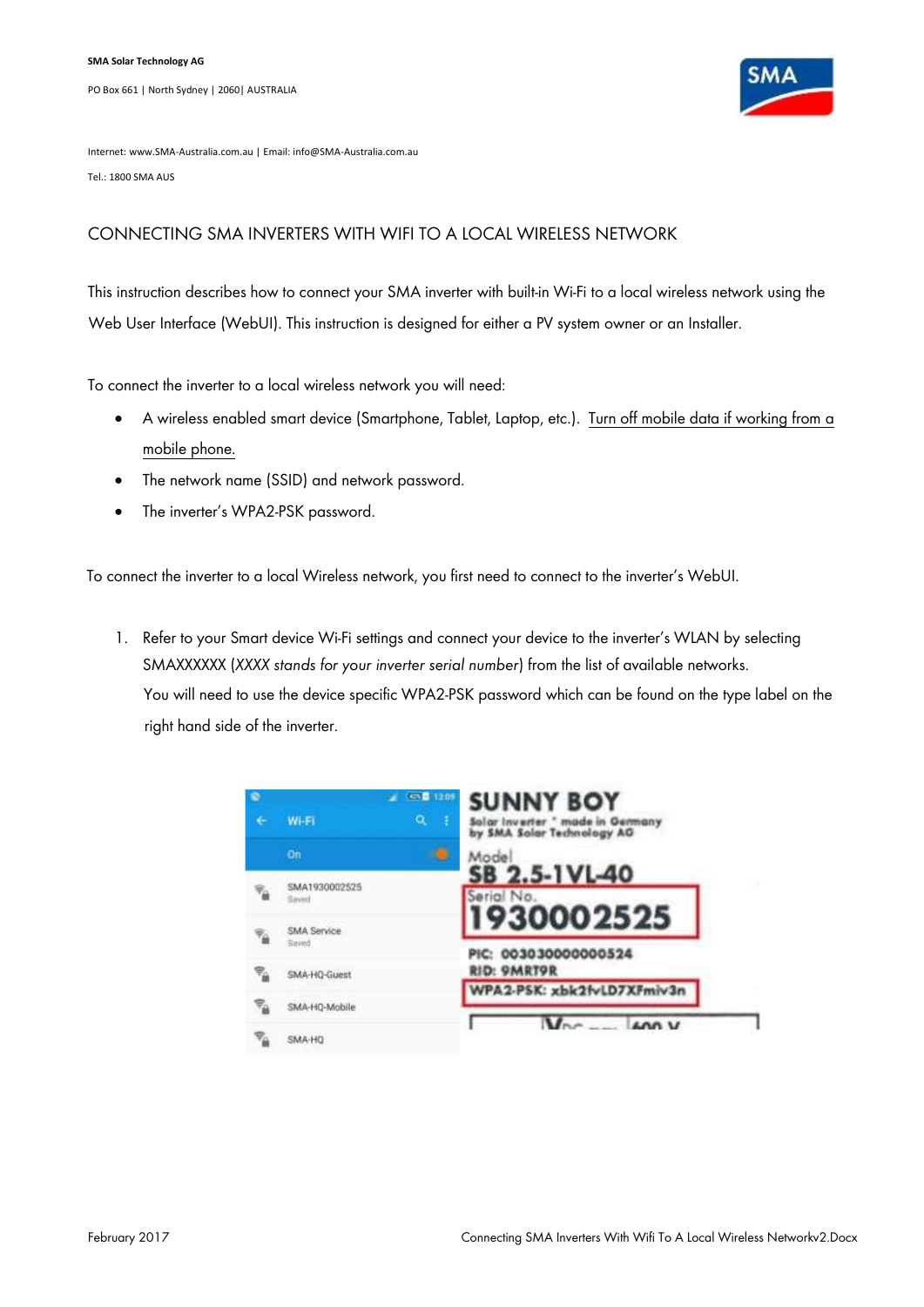**SMA Solar Technology AG**

PO Box 661 | North Sydney | 2060| AUSTRALIA

Internet: www.SMA-Australia.com.au | Email: info@SMA-Australia.com.au

Tel.: 1800 SMA AUS

# CONNECTING SMA INVERTERS WITH WIFI TO A LOCAL WIRELESS NETWORK

This instruction describes how to connect your SMA inverter with built-in Wi-Fi to a local wireless network using the Web User Interface (WebUI). This instruction is designed for either a PV system owner or an Installer.

To connect the inverter to a local wireless network you will need:

- A wireless enabled smart device (Smartphone, Tablet, Laptop, etc.). <u>Turn off mobile data if working from a mobile phone.</u>
- The network name (SSID) and network password.
- The inverter's WPA2-PSK password.

To connect the inverter to a local Wireless network, you first need to connect to the inverter's WebUI.

1. Refer to your Smart device Wi-Fi settings and connect your device to the inverter's WLAN by selecting SMAXXXXXX (*XXXX stands for your inverter serial number*) from the list of available networks.
   You will need to use the device specific WPA2-PSK password which can be found on the type label on the right hand side of the inverter.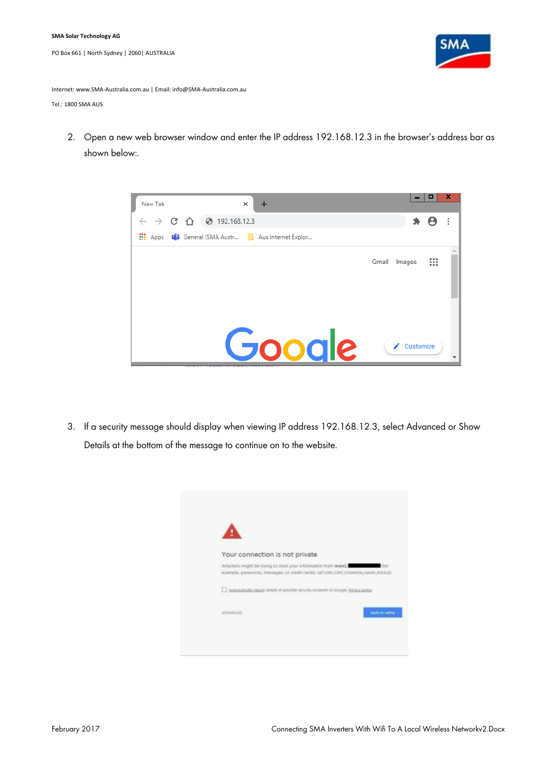2. Open a new web browser window and enter the IP address 192.168.12.3 in the browser's address bar as shown below:.

3. If a security message should display when viewing IP address 192.168.12.3, select Advanced or Show Details at the bottom of the message to continue on to the website.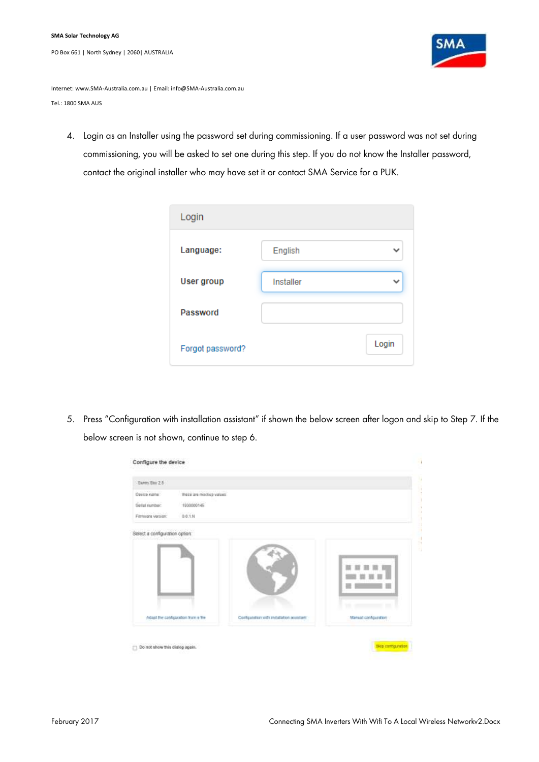4. Login as an Installer using the password set during commissioning. If a user password was not set during commissioning, you will be asked to set one during this step. If you do not know the Installer password, contact the original installer who may have set it or contact SMA Service for a PUK.

Login

Language: English

User group: Installer

Password

Forgot password? Login

5. Press "Configuration with installation assistant" if shown the below screen after logon and skip to Step 7. If the below screen is not shown, continue to step 6.

Configure the device

Sunny Boy 2.5

Device name: these are mockup values

Serial number: 1930000145

Firmware version: 0.0.1.N

Select a configuration option:

Adopt the configuration from a file

Configuration with installation assistant

Manual configuration

Do not show this dialog again.

Skip configuration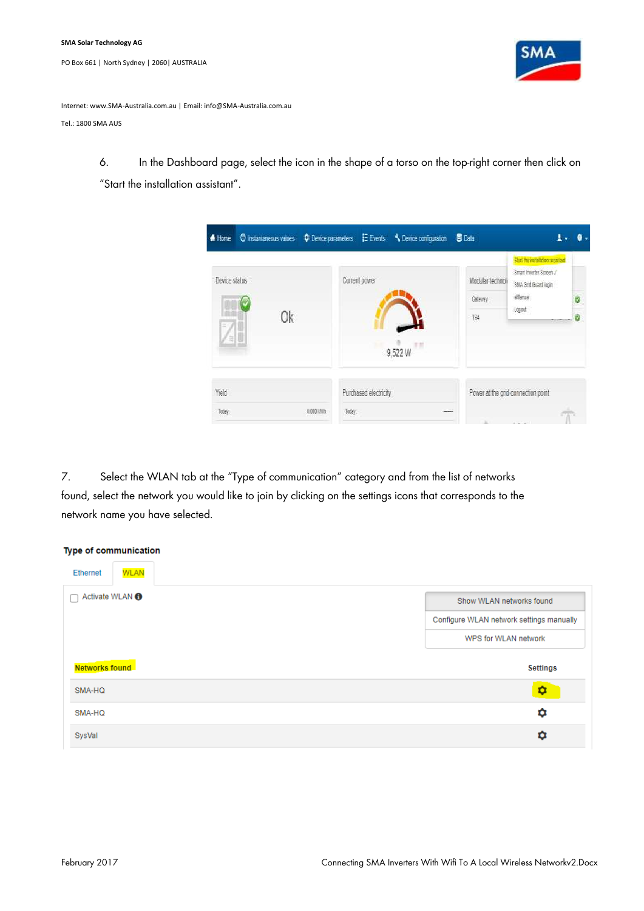6. In the Dashboard page, select the icon in the shape of a torso on the top-right corner then click on "Start the installation assistant".

7. Select the WLAN tab at the "Type of communication" category and from the list of networks found, select the network you would like to join by clicking on the settings icons that corresponds to the network name you have selected.

**Type of communication**

Ethernet | WLAN

Activate WLAN

Show WLAN networks found

Configure WLAN network settings manually

WPS for WLAN network

| Networks found | Settings |
|---|---|
| SMA-HQ | ⚙ |
| SMA-HQ | ⚙ |
| SysVal | ⚙ |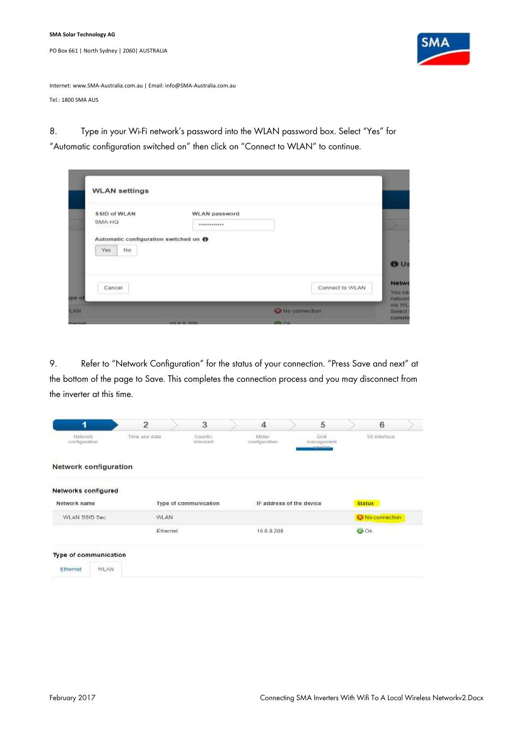8. Type in your Wi-Fi network's password into the WLAN password box. Select "Yes" for "Automatic configuration switched on" then click on "Connect to WLAN" to continue.

9. Refer to "Network Configuration" for the status of your connection. "Press Save and next" at the bottom of the page to Save. This completes the connection process and you may disconnect from the inverter at this time.